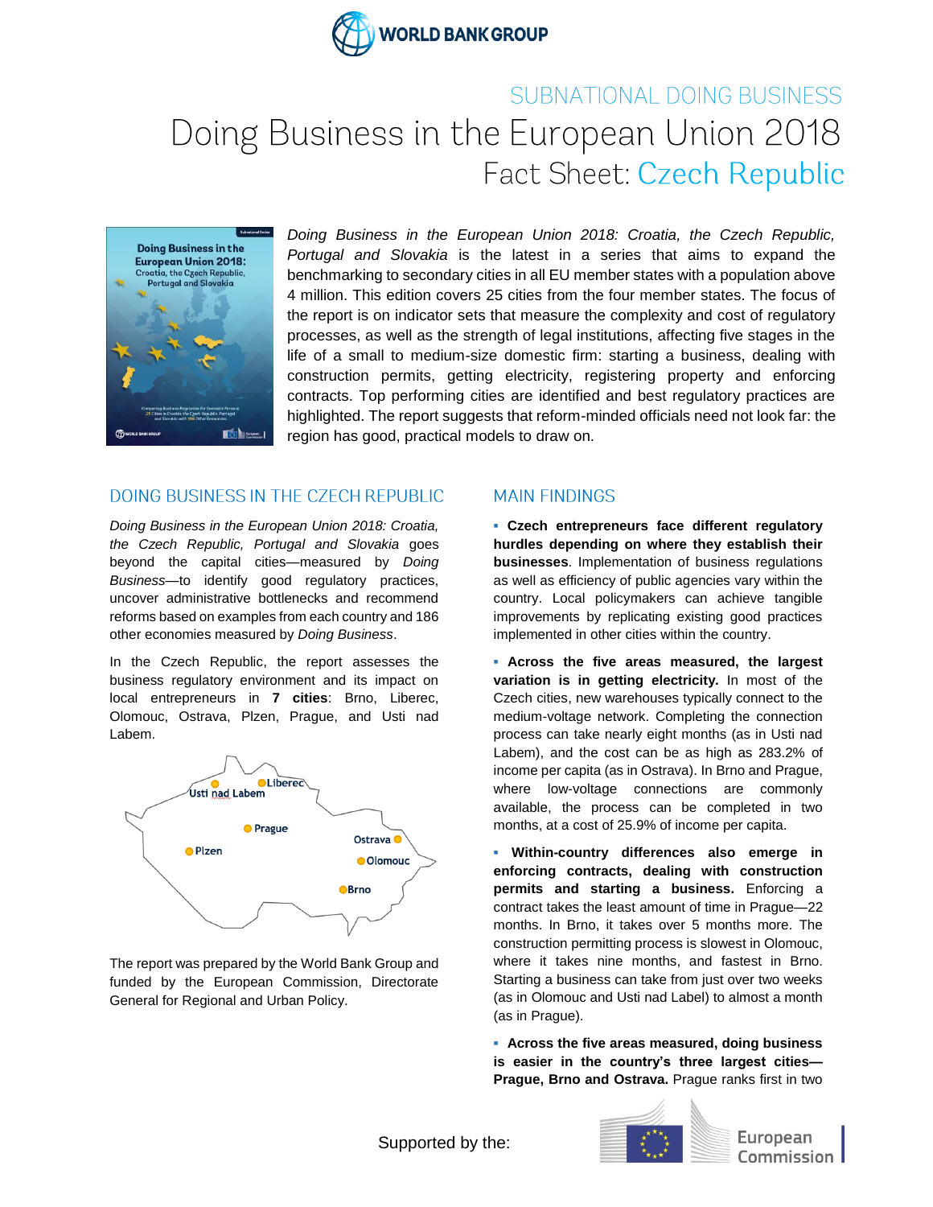WORLD BANK GROUP

SUBNATIONAL DOING BUSINESS

# Doing Business in the European Union 2018

## Fact Sheet: Czech Republic

*Doing Business in the European Union 2018: Croatia, the Czech Republic, Portugal and Slovakia* is the latest in a series that aims to expand the benchmarking to secondary cities in all EU member states with a population above 4 million. This edition covers 25 cities from the four member states. The focus of the report is on indicator sets that measure the complexity and cost of regulatory processes, as well as the strength of legal institutions, affecting five stages in the life of a small to medium-size domestic firm: starting a business, dealing with construction permits, getting electricity, registering property and enforcing contracts. Top performing cities are identified and best regulatory practices are highlighted. The report suggests that reform-minded officials need not look far: the region has good, practical models to draw on.

## DOING BUSINESS IN THE CZECH REPUBLIC

*Doing Business in the European Union 2018: Croatia, the Czech Republic, Portugal and Slovakia* goes beyond the capital cities—measured by *Doing Business*—to identify good regulatory practices, uncover administrative bottlenecks and recommend reforms based on examples from each country and 186 other economies measured by *Doing Business*.

In the Czech Republic, the report assesses the business regulatory environment and its impact on local entrepreneurs in **7 cities**: Brno, Liberec, Olomouc, Ostrava, Plzen, Prague, and Usti nad Labem.

Usti nad Labem, Liberec, Prague, Plzen, Ostrava, Olomouc, Brno

The report was prepared by the World Bank Group and funded by the European Commission, Directorate General for Regional and Urban Policy.

## MAIN FINDINGS

- **Czech entrepreneurs face different regulatory hurdles depending on where they establish their businesses**. Implementation of business regulations as well as efficiency of public agencies vary within the country. Local policymakers can achieve tangible improvements by replicating existing good practices implemented in other cities within the country.

- **Across the five areas measured, the largest variation is in getting electricity.** In most of the Czech cities, new warehouses typically connect to the medium-voltage network. Completing the connection process can take nearly eight months (as in Usti nad Labem), and the cost can be as high as 283.2% of income per capita (as in Ostrava). In Brno and Prague, where low-voltage connections are commonly available, the process can be completed in two months, at a cost of 25.9% of income per capita.

- **Within-country differences also emerge in enforcing contracts, dealing with construction permits and starting a business.** Enforcing a contract takes the least amount of time in Prague—22 months. In Brno, it takes over 5 months more. The construction permitting process is slowest in Olomouc, where it takes nine months, and fastest in Brno. Starting a business can take from just over two weeks (as in Olomouc and Usti nad Label) to almost a month (as in Prague).

- **Across the five areas measured, doing business is easier in the country's three largest cities—Prague, Brno and Ostrava.** Prague ranks first in two

Supported by the: European Commission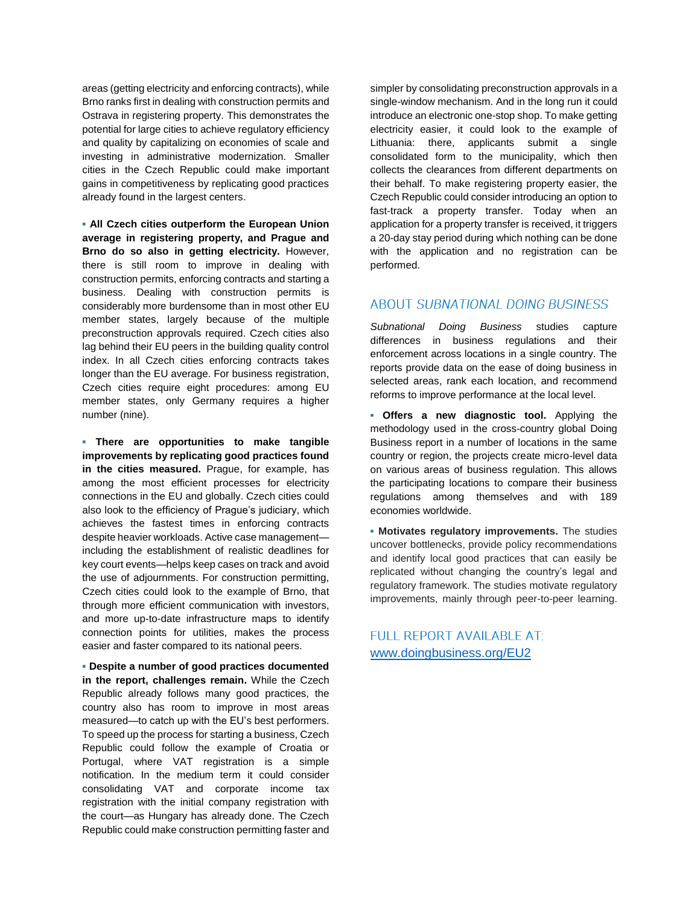areas (getting electricity and enforcing contracts), while Brno ranks first in dealing with construction permits and Ostrava in registering property. This demonstrates the potential for large cities to achieve regulatory efficiency and quality by capitalizing on economies of scale and investing in administrative modernization. Smaller cities in the Czech Republic could make important gains in competitiveness by replicating good practices already found in the largest centers.

▪ **All Czech cities outperform the European Union average in registering property, and Prague and Brno do so also in getting electricity.** However, there is still room to improve in dealing with construction permits, enforcing contracts and starting a business. Dealing with construction permits is considerably more burdensome than in most other EU member states, largely because of the multiple preconstruction approvals required. Czech cities also lag behind their EU peers in the building quality control index. In all Czech cities enforcing contracts takes longer than the EU average. For business registration, Czech cities require eight procedures: among EU member states, only Germany requires a higher number (nine).

▪ **There are opportunities to make tangible improvements by replicating good practices found in the cities measured.** Prague, for example, has among the most efficient processes for electricity connections in the EU and globally. Czech cities could also look to the efficiency of Prague's judiciary, which achieves the fastest times in enforcing contracts despite heavier workloads. Active case management—including the establishment of realistic deadlines for key court events—helps keep cases on track and avoid the use of adjournments. For construction permitting, Czech cities could look to the example of Brno, that through more efficient communication with investors, and more up-to-date infrastructure maps to identify connection points for utilities, makes the process easier and faster compared to its national peers.

▪ **Despite a number of good practices documented in the report, challenges remain.** While the Czech Republic already follows many good practices, the country also has room to improve in most areas measured—to catch up with the EU's best performers. To speed up the process for starting a business, Czech Republic could follow the example of Croatia or Portugal, where VAT registration is a simple notification. In the medium term it could consider consolidating VAT and corporate income tax registration with the initial company registration with the court—as Hungary has already done. The Czech Republic could make construction permitting faster and simpler by consolidating preconstruction approvals in a single-window mechanism. And in the long run it could introduce an electronic one-stop shop. To make getting electricity easier, it could look to the example of Lithuania: there, applicants submit a single consolidated form to the municipality, which then collects the clearances from different departments on their behalf. To make registering property easier, the Czech Republic could consider introducing an option to fast-track a property transfer. Today when an application for a property transfer is received, it triggers a 20-day stay period during which nothing can be done with the application and no registration can be performed.

## ABOUT *SUBNATIONAL DOING BUSINESS*

*Subnational Doing Business* studies capture differences in business regulations and their enforcement across locations in a single country. The reports provide data on the ease of doing business in selected areas, rank each location, and recommend reforms to improve performance at the local level.

▪ **Offers a new diagnostic tool.** Applying the methodology used in the cross-country global Doing Business report in a number of locations in the same country or region, the projects create micro-level data on various areas of business regulation. This allows the participating locations to compare their business regulations among themselves and with 189 economies worldwide.

▪ **Motivates regulatory improvements.** The studies uncover bottlenecks, provide policy recommendations and identify local good practices that can easily be replicated without changing the country's legal and regulatory framework. The studies motivate regulatory improvements, mainly through peer-to-peer learning.

## FULL REPORT AVAILABLE AT:

www.doingbusiness.org/EU2